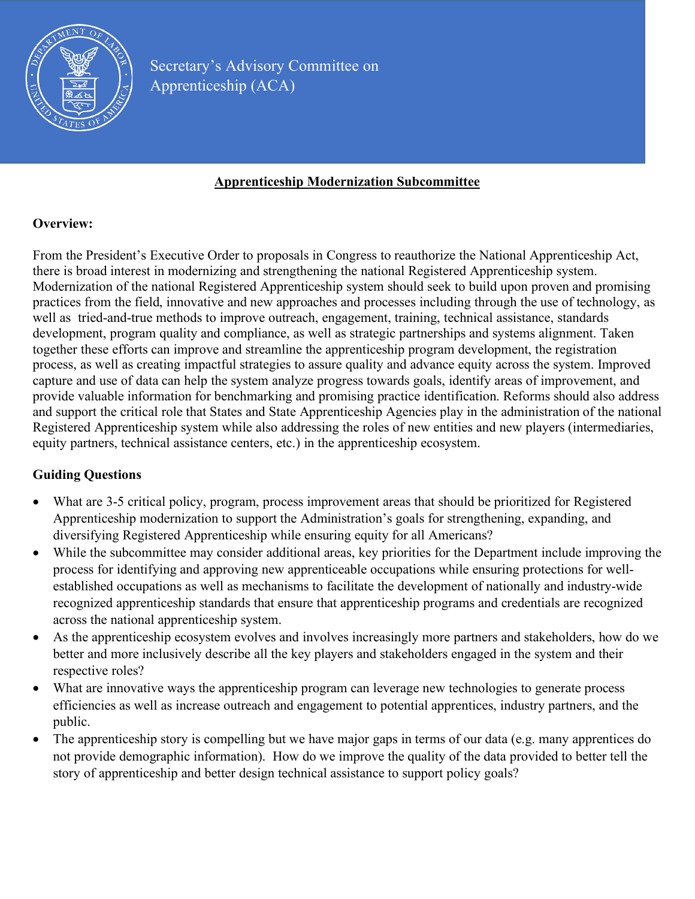# Secretary's Advisory Committee on Apprenticeship (ACA)

## Apprenticeship Modernization Subcommittee

**Overview:**

From the President's Executive Order to proposals in Congress to reauthorize the National Apprenticeship Act, there is broad interest in modernizing and strengthening the national Registered Apprenticeship system. Modernization of the national Registered Apprenticeship system should seek to build upon proven and promising practices from the field, innovative and new approaches and processes including through the use of technology, as well as tried-and-true methods to improve outreach, engagement, training, technical assistance, standards development, program quality and compliance, as well as strategic partnerships and systems alignment. Taken together these efforts can improve and streamline the apprenticeship program development, the registration process, as well as creating impactful strategies to assure quality and advance equity across the system. Improved capture and use of data can help the system analyze progress towards goals, identify areas of improvement, and provide valuable information for benchmarking and promising practice identification. Reforms should also address and support the critical role that States and State Apprenticeship Agencies play in the administration of the national Registered Apprenticeship system while also addressing the roles of new entities and new players (intermediaries, equity partners, technical assistance centers, etc.) in the apprenticeship ecosystem.

**Guiding Questions**

- What are 3-5 critical policy, program, process improvement areas that should be prioritized for Registered Apprenticeship modernization to support the Administration's goals for strengthening, expanding, and diversifying Registered Apprenticeship while ensuring equity for all Americans?
- While the subcommittee may consider additional areas, key priorities for the Department include improving the process for identifying and approving new apprenticeable occupations while ensuring protections for well-established occupations as well as mechanisms to facilitate the development of nationally and industry-wide recognized apprenticeship standards that ensure that apprenticeship programs and credentials are recognized across the national apprenticeship system.
- As the apprenticeship ecosystem evolves and involves increasingly more partners and stakeholders, how do we better and more inclusively describe all the key players and stakeholders engaged in the system and their respective roles?
- What are innovative ways the apprenticeship program can leverage new technologies to generate process efficiencies as well as increase outreach and engagement to potential apprentices, industry partners, and the public.
- The apprenticeship story is compelling but we have major gaps in terms of our data (e.g. many apprentices do not provide demographic information). How do we improve the quality of the data provided to better tell the story of apprenticeship and better design technical assistance to support policy goals?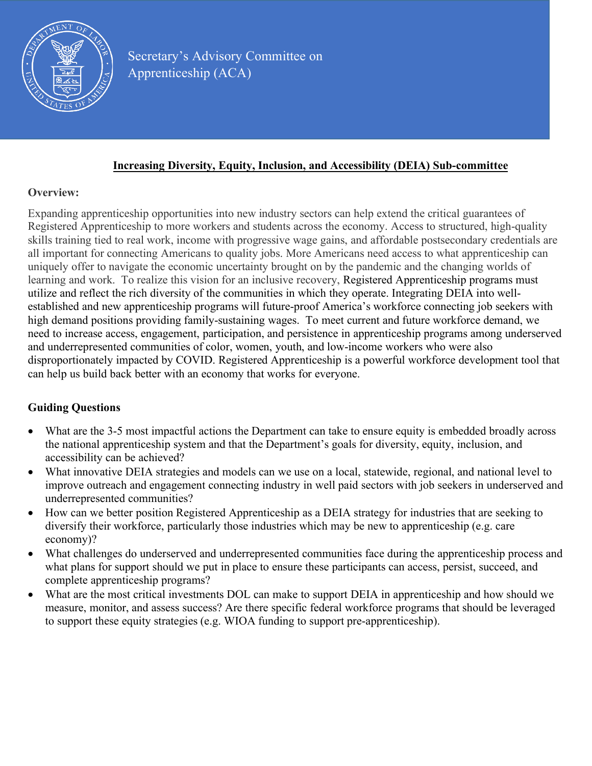Secretary's Advisory Committee on Apprenticeship (ACA)

## Increasing Diversity, Equity, Inclusion, and Accessibility (DEIA) Sub-committee

**Overview:**

Expanding apprenticeship opportunities into new industry sectors can help extend the critical guarantees of Registered Apprenticeship to more workers and students across the economy. Access to structured, high-quality skills training tied to real work, income with progressive wage gains, and affordable postsecondary credentials are all important for connecting Americans to quality jobs. More Americans need access to what apprenticeship can uniquely offer to navigate the economic uncertainty brought on by the pandemic and the changing worlds of learning and work. To realize this vision for an inclusive recovery, Registered Apprenticeship programs must utilize and reflect the rich diversity of the communities in which they operate. Integrating DEIA into well-established and new apprenticeship programs will future-proof America's workforce connecting job seekers with high demand positions providing family-sustaining wages. To meet current and future workforce demand, we need to increase access, engagement, participation, and persistence in apprenticeship programs among underserved and underrepresented communities of color, women, youth, and low-income workers who were also disproportionately impacted by COVID. Registered Apprenticeship is a powerful workforce development tool that can help us build back better with an economy that works for everyone.

**Guiding Questions**

- What are the 3-5 most impactful actions the Department can take to ensure equity is embedded broadly across the national apprenticeship system and that the Department's goals for diversity, equity, inclusion, and accessibility can be achieved?
- What innovative DEIA strategies and models can we use on a local, statewide, regional, and national level to improve outreach and engagement connecting industry in well paid sectors with job seekers in underserved and underrepresented communities?
- How can we better position Registered Apprenticeship as a DEIA strategy for industries that are seeking to diversify their workforce, particularly those industries which may be new to apprenticeship (e.g. care economy)?
- What challenges do underserved and underrepresented communities face during the apprenticeship process and what plans for support should we put in place to ensure these participants can access, persist, succeed, and complete apprenticeship programs?
- What are the most critical investments DOL can make to support DEIA in apprenticeship and how should we measure, monitor, and assess success? Are there specific federal workforce programs that should be leveraged to support these equity strategies (e.g. WIOA funding to support pre-apprenticeship).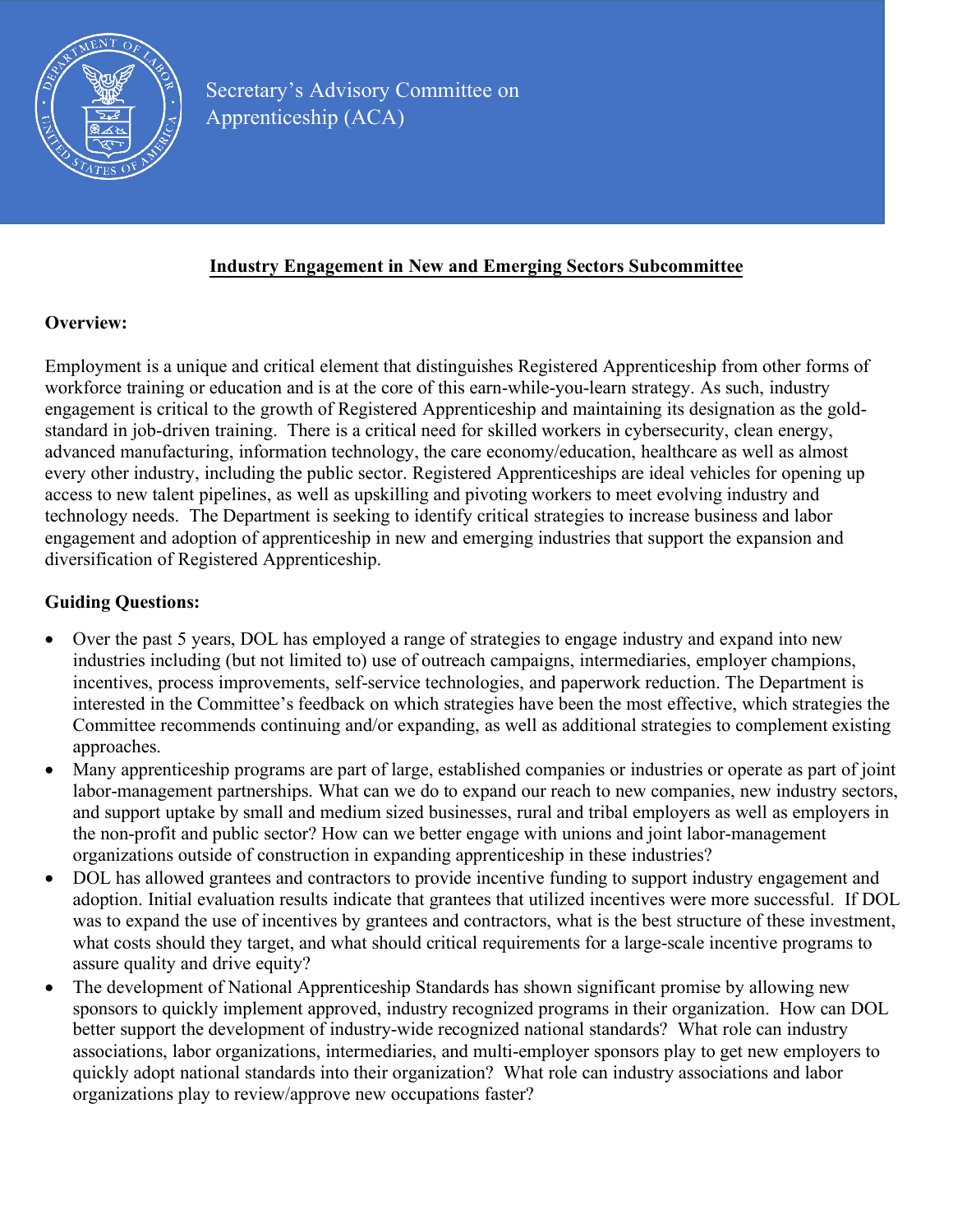Secretary's Advisory Committee on Apprenticeship (ACA)

## Industry Engagement in New and Emerging Sectors Subcommittee

**Overview:**

Employment is a unique and critical element that distinguishes Registered Apprenticeship from other forms of workforce training or education and is at the core of this earn-while-you-learn strategy. As such, industry engagement is critical to the growth of Registered Apprenticeship and maintaining its designation as the gold-standard in job-driven training. There is a critical need for skilled workers in cybersecurity, clean energy, advanced manufacturing, information technology, the care economy/education, healthcare as well as almost every other industry, including the public sector. Registered Apprenticeships are ideal vehicles for opening up access to new talent pipelines, as well as upskilling and pivoting workers to meet evolving industry and technology needs. The Department is seeking to identify critical strategies to increase business and labor engagement and adoption of apprenticeship in new and emerging industries that support the expansion and diversification of Registered Apprenticeship.

**Guiding Questions:**

- Over the past 5 years, DOL has employed a range of strategies to engage industry and expand into new industries including (but not limited to) use of outreach campaigns, intermediaries, employer champions, incentives, process improvements, self-service technologies, and paperwork reduction. The Department is interested in the Committee's feedback on which strategies have been the most effective, which strategies the Committee recommends continuing and/or expanding, as well as additional strategies to complement existing approaches.
- Many apprenticeship programs are part of large, established companies or industries or operate as part of joint labor-management partnerships. What can we do to expand our reach to new companies, new industry sectors, and support uptake by small and medium sized businesses, rural and tribal employers as well as employers in the non-profit and public sector? How can we better engage with unions and joint labor-management organizations outside of construction in expanding apprenticeship in these industries?
- DOL has allowed grantees and contractors to provide incentive funding to support industry engagement and adoption. Initial evaluation results indicate that grantees that utilized incentives were more successful. If DOL was to expand the use of incentives by grantees and contractors, what is the best structure of these investment, what costs should they target, and what should critical requirements for a large-scale incentive programs to assure quality and drive equity?
- The development of National Apprenticeship Standards has shown significant promise by allowing new sponsors to quickly implement approved, industry recognized programs in their organization. How can DOL better support the development of industry-wide recognized national standards? What role can industry associations, labor organizations, intermediaries, and multi-employer sponsors play to get new employers to quickly adopt national standards into their organization? What role can industry associations and labor organizations play to review/approve new occupations faster?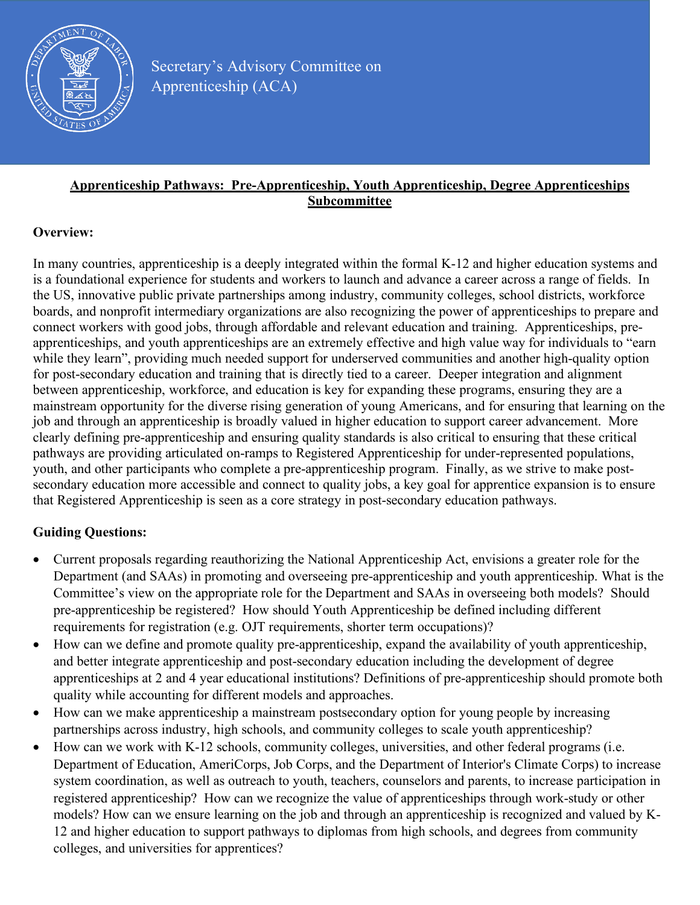Secretary's Advisory Committee on Apprenticeship (ACA)

**Apprenticeship Pathways: Pre-Apprenticeship, Youth Apprenticeship, Degree Apprenticeships Subcommittee**

**Overview:**

In many countries, apprenticeship is a deeply integrated within the formal K-12 and higher education systems and is a foundational experience for students and workers to launch and advance a career across a range of fields. In the US, innovative public private partnerships among industry, community colleges, school districts, workforce boards, and nonprofit intermediary organizations are also recognizing the power of apprenticeships to prepare and connect workers with good jobs, through affordable and relevant education and training. Apprenticeships, pre-apprenticeships, and youth apprenticeships are an extremely effective and high value way for individuals to "earn while they learn", providing much needed support for underserved communities and another high-quality option for post-secondary education and training that is directly tied to a career. Deeper integration and alignment between apprenticeship, workforce, and education is key for expanding these programs, ensuring they are a mainstream opportunity for the diverse rising generation of young Americans, and for ensuring that learning on the job and through an apprenticeship is broadly valued in higher education to support career advancement. More clearly defining pre-apprenticeship and ensuring quality standards is also critical to ensuring that these critical pathways are providing articulated on-ramps to Registered Apprenticeship for under-represented populations, youth, and other participants who complete a pre-apprenticeship program. Finally, as we strive to make post-secondary education more accessible and connect to quality jobs, a key goal for apprentice expansion is to ensure that Registered Apprenticeship is seen as a core strategy in post-secondary education pathways.

**Guiding Questions:**

- Current proposals regarding reauthorizing the National Apprenticeship Act, envisions a greater role for the Department (and SAAs) in promoting and overseeing pre-apprenticeship and youth apprenticeship. What is the Committee's view on the appropriate role for the Department and SAAs in overseeing both models? Should pre-apprenticeship be registered? How should Youth Apprenticeship be defined including different requirements for registration (e.g. OJT requirements, shorter term occupations)?
- How can we define and promote quality pre-apprenticeship, expand the availability of youth apprenticeship, and better integrate apprenticeship and post-secondary education including the development of degree apprenticeships at 2 and 4 year educational institutions? Definitions of pre-apprenticeship should promote both quality while accounting for different models and approaches.
- How can we make apprenticeship a mainstream postsecondary option for young people by increasing partnerships across industry, high schools, and community colleges to scale youth apprenticeship?
- How can we work with K-12 schools, community colleges, universities, and other federal programs (i.e. Department of Education, AmeriCorps, Job Corps, and the Department of Interior's Climate Corps) to increase system coordination, as well as outreach to youth, teachers, counselors and parents, to increase participation in registered apprenticeship? How can we recognize the value of apprenticeships through work-study or other models? How can we ensure learning on the job and through an apprenticeship is recognized and valued by K-12 and higher education to support pathways to diplomas from high schools, and degrees from community colleges, and universities for apprentices?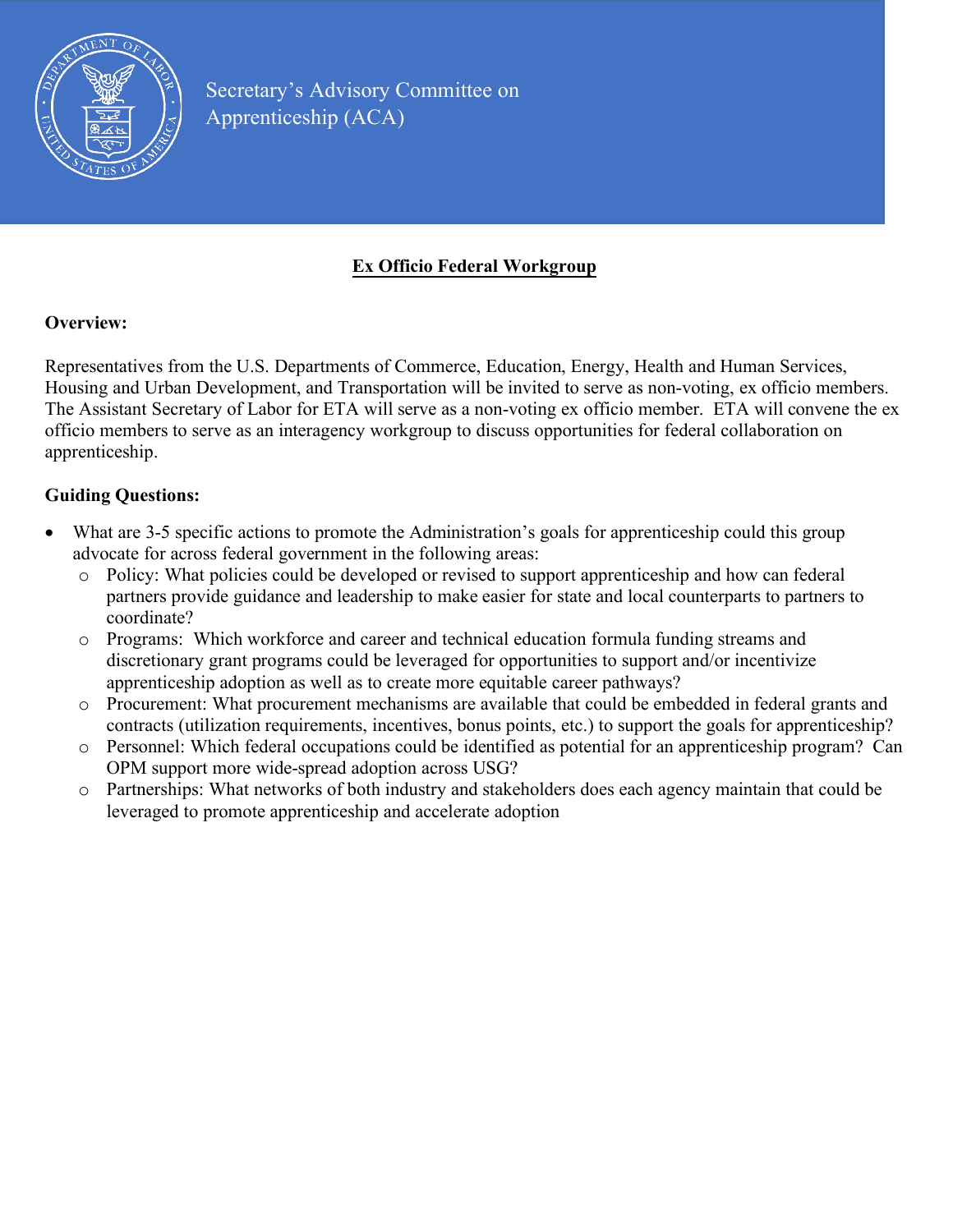Secretary's Advisory Committee on Apprenticeship (ACA)

## Ex Officio Federal Workgroup

**Overview:**

Representatives from the U.S. Departments of Commerce, Education, Energy, Health and Human Services, Housing and Urban Development, and Transportation will be invited to serve as non-voting, ex officio members. The Assistant Secretary of Labor for ETA will serve as a non-voting ex officio member. ETA will convene the ex officio members to serve as an interagency workgroup to discuss opportunities for federal collaboration on apprenticeship.

**Guiding Questions:**

- What are 3-5 specific actions to promote the Administration's goals for apprenticeship could this group advocate for across federal government in the following areas:
  - Policy: What policies could be developed or revised to support apprenticeship and how can federal partners provide guidance and leadership to make easier for state and local counterparts to partners to coordinate?
  - Programs: Which workforce and career and technical education formula funding streams and discretionary grant programs could be leveraged for opportunities to support and/or incentivize apprenticeship adoption as well as to create more equitable career pathways?
  - Procurement: What procurement mechanisms are available that could be embedded in federal grants and contracts (utilization requirements, incentives, bonus points, etc.) to support the goals for apprenticeship?
  - Personnel: Which federal occupations could be identified as potential for an apprenticeship program? Can OPM support more wide-spread adoption across USG?
  - Partnerships: What networks of both industry and stakeholders does each agency maintain that could be leveraged to promote apprenticeship and accelerate adoption